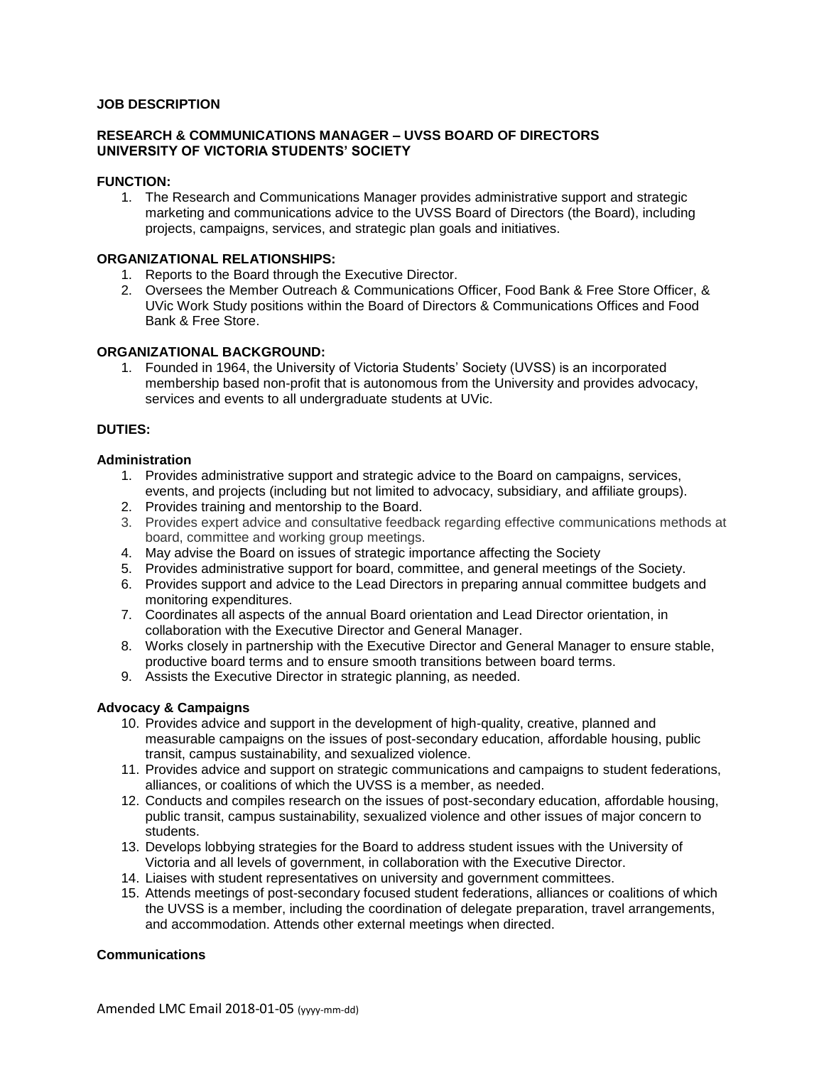**JOB DESCRIPTION**

**RESEARCH & COMMUNICATIONS MANAGER – UVSS BOARD OF DIRECTORS**
**UNIVERSITY OF VICTORIA STUDENTS' SOCIETY**

**FUNCTION:**

1. The Research and Communications Manager provides administrative support and strategic marketing and communications advice to the UVSS Board of Directors (the Board), including projects, campaigns, services, and strategic plan goals and initiatives.

**ORGANIZATIONAL RELATIONSHIPS:**

1. Reports to the Board through the Executive Director.
2. Oversees the Member Outreach & Communications Officer, Food Bank & Free Store Officer, & UVic Work Study positions within the Board of Directors & Communications Offices and Food Bank & Free Store.

**ORGANIZATIONAL BACKGROUND:**

1. Founded in 1964, the University of Victoria Students' Society (UVSS) is an incorporated membership based non-profit that is autonomous from the University and provides advocacy, services and events to all undergraduate students at UVic.

**DUTIES:**

**Administration**

1. Provides administrative support and strategic advice to the Board on campaigns, services, events, and projects (including but not limited to advocacy, subsidiary, and affiliate groups).
2. Provides training and mentorship to the Board.
3. Provides expert advice and consultative feedback regarding effective communications methods at board, committee and working group meetings.
4. May advise the Board on issues of strategic importance affecting the Society
5. Provides administrative support for board, committee, and general meetings of the Society.
6. Provides support and advice to the Lead Directors in preparing annual committee budgets and monitoring expenditures.
7. Coordinates all aspects of the annual Board orientation and Lead Director orientation, in collaboration with the Executive Director and General Manager.
8. Works closely in partnership with the Executive Director and General Manager to ensure stable, productive board terms and to ensure smooth transitions between board terms.
9. Assists the Executive Director in strategic planning, as needed.

**Advocacy & Campaigns**

10. Provides advice and support in the development of high-quality, creative, planned and measurable campaigns on the issues of post-secondary education, affordable housing, public transit, campus sustainability, and sexualized violence.
11. Provides advice and support on strategic communications and campaigns to student federations, alliances, or coalitions of which the UVSS is a member, as needed.
12. Conducts and compiles research on the issues of post-secondary education, affordable housing, public transit, campus sustainability, sexualized violence and other issues of major concern to students.
13. Develops lobbying strategies for the Board to address student issues with the University of Victoria and all levels of government, in collaboration with the Executive Director.
14. Liaises with student representatives on university and government committees.
15. Attends meetings of post-secondary focused student federations, alliances or coalitions of which the UVSS is a member, including the coordination of delegate preparation, travel arrangements, and accommodation. Attends other external meetings when directed.

**Communications**

Amended LMC Email 2018-01-05 (yyyy-mm-dd)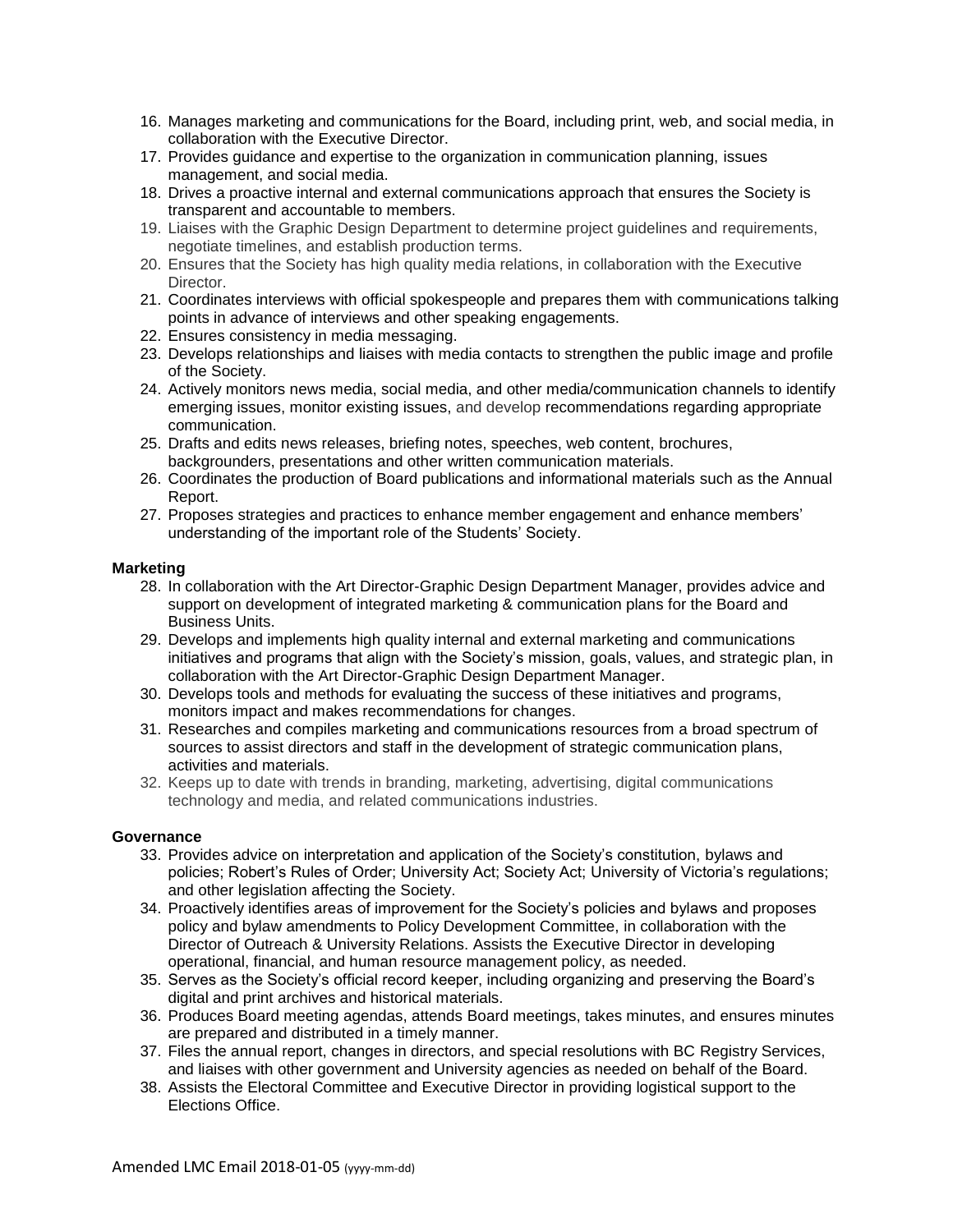16. Manages marketing and communications for the Board, including print, web, and social media, in collaboration with the Executive Director.
17. Provides guidance and expertise to the organization in communication planning, issues management, and social media.
18. Drives a proactive internal and external communications approach that ensures the Society is transparent and accountable to members.
19. Liaises with the Graphic Design Department to determine project guidelines and requirements, negotiate timelines, and establish production terms.
20. Ensures that the Society has high quality media relations, in collaboration with the Executive Director.
21. Coordinates interviews with official spokespeople and prepares them with communications talking points in advance of interviews and other speaking engagements.
22. Ensures consistency in media messaging.
23. Develops relationships and liaises with media contacts to strengthen the public image and profile of the Society.
24. Actively monitors news media, social media, and other media/communication channels to identify emerging issues, monitor existing issues, and develop recommendations regarding appropriate communication.
25. Drafts and edits news releases, briefing notes, speeches, web content, brochures, backgrounders, presentations and other written communication materials.
26. Coordinates the production of Board publications and informational materials such as the Annual Report.
27. Proposes strategies and practices to enhance member engagement and enhance members' understanding of the important role of the Students' Society.

**Marketing**

28. In collaboration with the Art Director-Graphic Design Department Manager, provides advice and support on development of integrated marketing & communication plans for the Board and Business Units.
29. Develops and implements high quality internal and external marketing and communications initiatives and programs that align with the Society's mission, goals, values, and strategic plan, in collaboration with the Art Director-Graphic Design Department Manager.
30. Develops tools and methods for evaluating the success of these initiatives and programs, monitors impact and makes recommendations for changes.
31. Researches and compiles marketing and communications resources from a broad spectrum of sources to assist directors and staff in the development of strategic communication plans, activities and materials.
32. Keeps up to date with trends in branding, marketing, advertising, digital communications technology and media, and related communications industries.

**Governance**

33. Provides advice on interpretation and application of the Society's constitution, bylaws and policies; Robert's Rules of Order; University Act; Society Act; University of Victoria's regulations; and other legislation affecting the Society.
34. Proactively identifies areas of improvement for the Society's policies and bylaws and proposes policy and bylaw amendments to Policy Development Committee, in collaboration with the Director of Outreach & University Relations. Assists the Executive Director in developing operational, financial, and human resource management policy, as needed.
35. Serves as the Society's official record keeper, including organizing and preserving the Board's digital and print archives and historical materials.
36. Produces Board meeting agendas, attends Board meetings, takes minutes, and ensures minutes are prepared and distributed in a timely manner.
37. Files the annual report, changes in directors, and special resolutions with BC Registry Services, and liaises with other government and University agencies as needed on behalf of the Board.
38. Assists the Electoral Committee and Executive Director in providing logistical support to the Elections Office.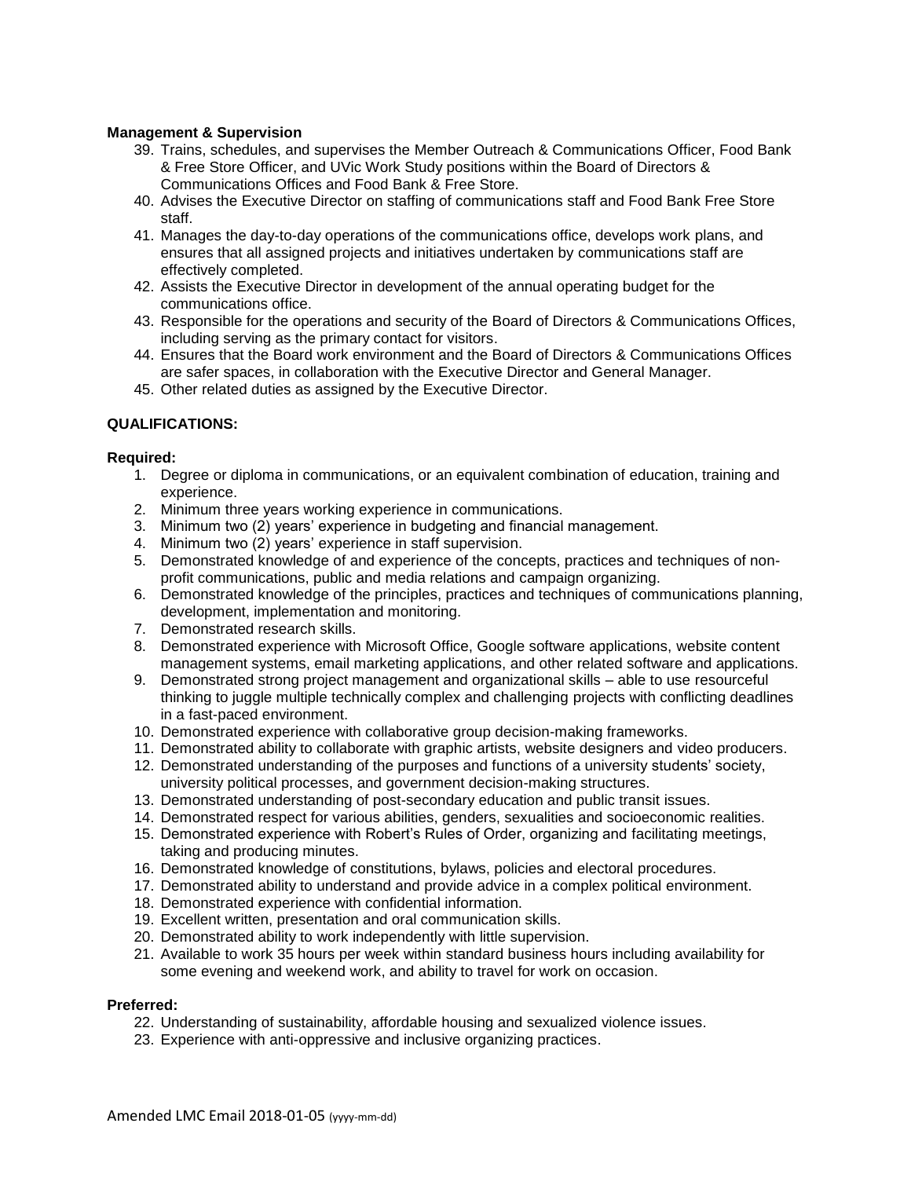**Management & Supervision**

39. Trains, schedules, and supervises the Member Outreach & Communications Officer, Food Bank & Free Store Officer, and UVic Work Study positions within the Board of Directors & Communications Offices and Food Bank & Free Store.
40. Advises the Executive Director on staffing of communications staff and Food Bank Free Store staff.
41. Manages the day-to-day operations of the communications office, develops work plans, and ensures that all assigned projects and initiatives undertaken by communications staff are effectively completed.
42. Assists the Executive Director in development of the annual operating budget for the communications office.
43. Responsible for the operations and security of the Board of Directors & Communications Offices, including serving as the primary contact for visitors.
44. Ensures that the Board work environment and the Board of Directors & Communications Offices are safer spaces, in collaboration with the Executive Director and General Manager.
45. Other related duties as assigned by the Executive Director.

**QUALIFICATIONS:**

**Required:**

1. Degree or diploma in communications, or an equivalent combination of education, training and experience.
2. Minimum three years working experience in communications.
3. Minimum two (2) years' experience in budgeting and financial management.
4. Minimum two (2) years' experience in staff supervision.
5. Demonstrated knowledge of and experience of the concepts, practices and techniques of non-profit communications, public and media relations and campaign organizing.
6. Demonstrated knowledge of the principles, practices and techniques of communications planning, development, implementation and monitoring.
7. Demonstrated research skills.
8. Demonstrated experience with Microsoft Office, Google software applications, website content management systems, email marketing applications, and other related software and applications.
9. Demonstrated strong project management and organizational skills – able to use resourceful thinking to juggle multiple technically complex and challenging projects with conflicting deadlines in a fast-paced environment.
10. Demonstrated experience with collaborative group decision-making frameworks.
11. Demonstrated ability to collaborate with graphic artists, website designers and video producers.
12. Demonstrated understanding of the purposes and functions of a university students' society, university political processes, and government decision-making structures.
13. Demonstrated understanding of post-secondary education and public transit issues.
14. Demonstrated respect for various abilities, genders, sexualities and socioeconomic realities.
15. Demonstrated experience with Robert's Rules of Order, organizing and facilitating meetings, taking and producing minutes.
16. Demonstrated knowledge of constitutions, bylaws, policies and electoral procedures.
17. Demonstrated ability to understand and provide advice in a complex political environment.
18. Demonstrated experience with confidential information.
19. Excellent written, presentation and oral communication skills.
20. Demonstrated ability to work independently with little supervision.
21. Available to work 35 hours per week within standard business hours including availability for some evening and weekend work, and ability to travel for work on occasion.

**Preferred:**

22. Understanding of sustainability, affordable housing and sexualized violence issues.
23. Experience with anti-oppressive and inclusive organizing practices.

Amended LMC Email 2018-01-05 (yyyy-mm-dd)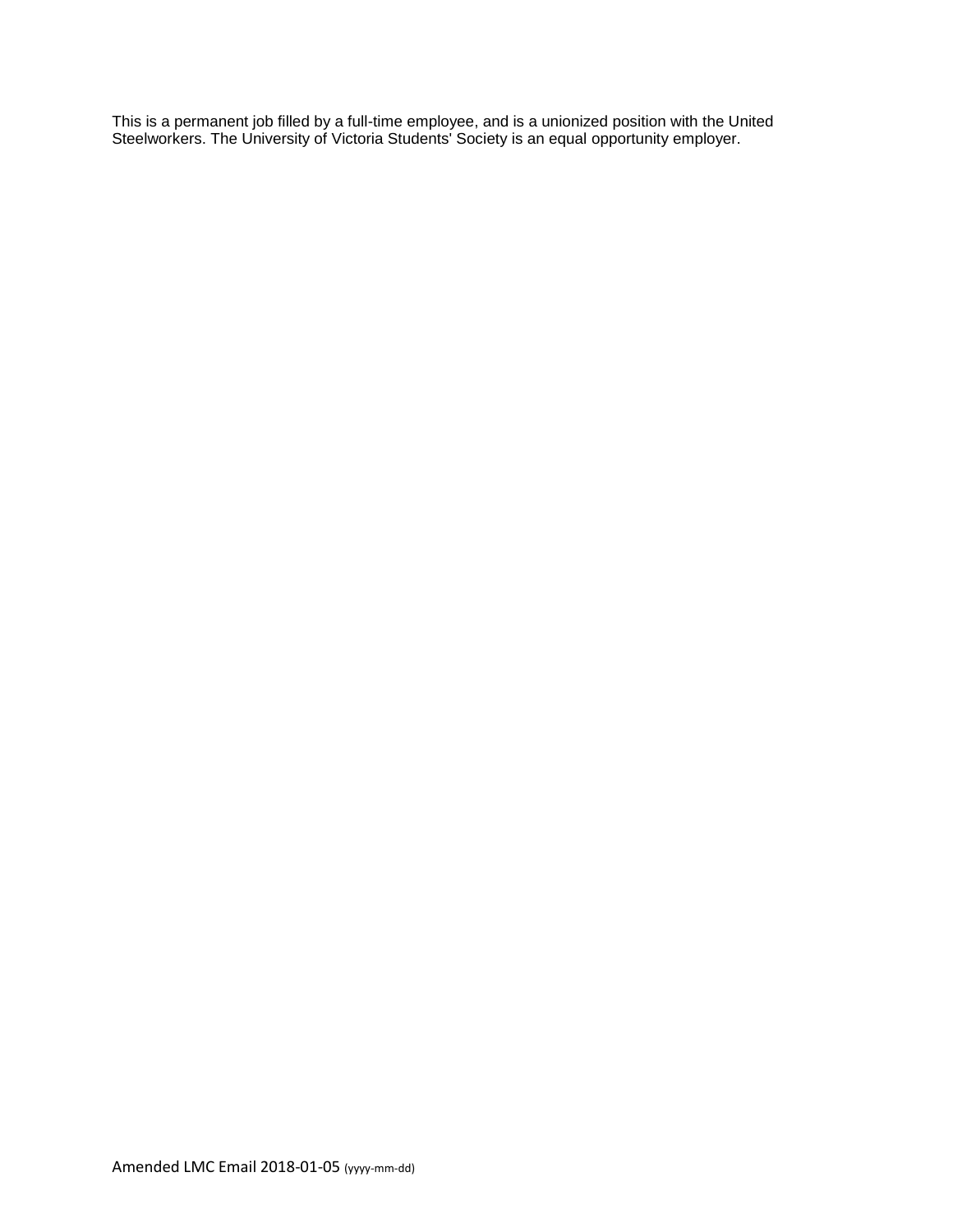This is a permanent job filled by a full-time employee, and is a unionized position with the United Steelworkers. The University of Victoria Students' Society is an equal opportunity employer.